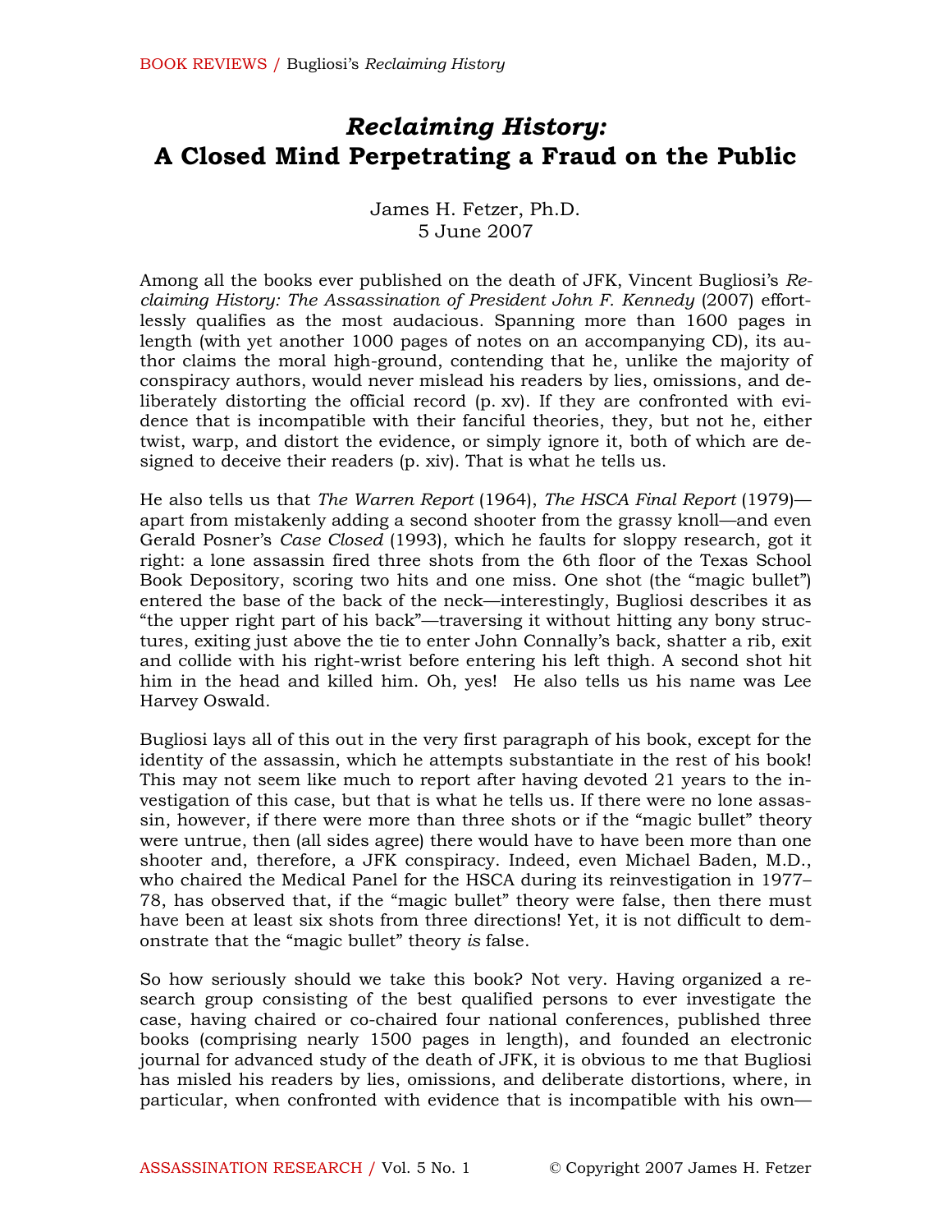# *Reclaiming History:* A Closed Mind Perpetrating a Fraud on the Public

James H. Fetzer, Ph.D.
5 June 2007

Among all the books ever published on the death of JFK, Vincent Bugliosi's *Reclaiming History: The Assassination of President John F. Kennedy* (2007) effortlessly qualifies as the most audacious. Spanning more than 1600 pages in length (with yet another 1000 pages of notes on an accompanying CD), its author claims the moral high-ground, contending that he, unlike the majority of conspiracy authors, would never mislead his readers by lies, omissions, and deliberately distorting the official record (p. xv). If they are confronted with evidence that is incompatible with their fanciful theories, they, but not he, either twist, warp, and distort the evidence, or simply ignore it, both of which are designed to deceive their readers (p. xiv). That is what he tells us.

He also tells us that *The Warren Report* (1964), *The HSCA Final Report* (1979)—apart from mistakenly adding a second shooter from the grassy knoll—and even Gerald Posner's *Case Closed* (1993), which he faults for sloppy research, got it right: a lone assassin fired three shots from the 6th floor of the Texas School Book Depository, scoring two hits and one miss. One shot (the "magic bullet") entered the base of the back of the neck—interestingly, Bugliosi describes it as "the upper right part of his back"—traversing it without hitting any bony structures, exiting just above the tie to enter John Connally's back, shatter a rib, exit and collide with his right-wrist before entering his left thigh. A second shot hit him in the head and killed him. Oh, yes! He also tells us his name was Lee Harvey Oswald.

Bugliosi lays all of this out in the very first paragraph of his book, except for the identity of the assassin, which he attempts substantiate in the rest of his book! This may not seem like much to report after having devoted 21 years to the investigation of this case, but that is what he tells us. If there were no lone assassin, however, if there were more than three shots or if the "magic bullet" theory were untrue, then (all sides agree) there would have to have been more than one shooter and, therefore, a JFK conspiracy. Indeed, even Michael Baden, M.D., who chaired the Medical Panel for the HSCA during its reinvestigation in 1977–78, has observed that, if the "magic bullet" theory were false, then there must have been at least six shots from three directions! Yet, it is not difficult to demonstrate that the "magic bullet" theory *is* false.

So how seriously should we take this book? Not very. Having organized a research group consisting of the best qualified persons to ever investigate the case, having chaired or co-chaired four national conferences, published three books (comprising nearly 1500 pages in length), and founded an electronic journal for advanced study of the death of JFK, it is obvious to me that Bugliosi has misled his readers by lies, omissions, and deliberate distortions, where, in particular, when confronted with evidence that is incompatible with his own—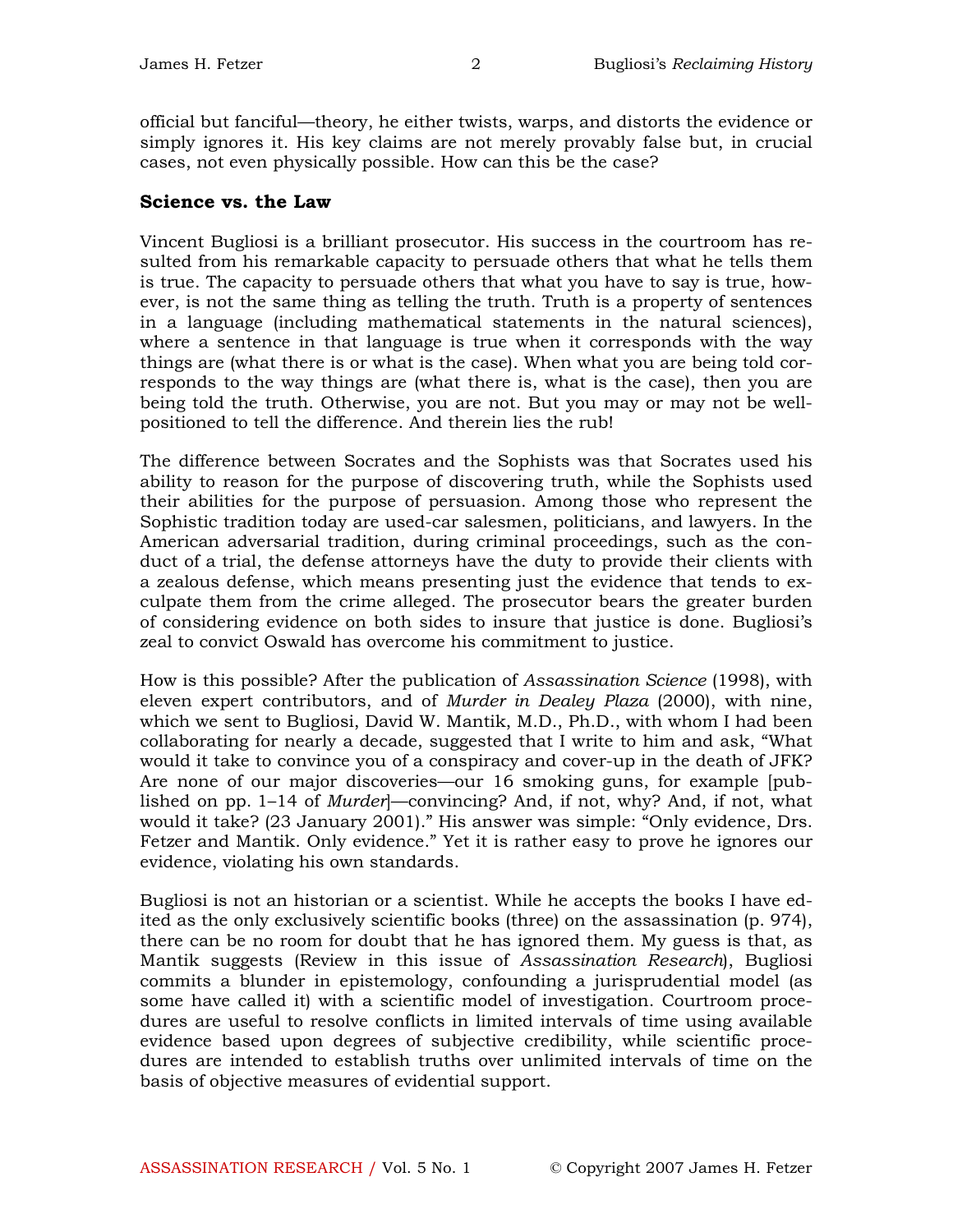official but fanciful—theory, he either twists, warps, and distorts the evidence or simply ignores it. His key claims are not merely provably false but, in crucial cases, not even physically possible. How can this be the case?

## Science vs. the Law

Vincent Bugliosi is a brilliant prosecutor. His success in the courtroom has resulted from his remarkable capacity to persuade others that what he tells them is true. The capacity to persuade others that what you have to say is true, however, is not the same thing as telling the truth. Truth is a property of sentences in a language (including mathematical statements in the natural sciences), where a sentence in that language is true when it corresponds with the way things are (what there is or what is the case). When what you are being told corresponds to the way things are (what there is, what is the case), then you are being told the truth. Otherwise, you are not. But you may or may not be well-positioned to tell the difference. And therein lies the rub!

The difference between Socrates and the Sophists was that Socrates used his ability to reason for the purpose of discovering truth, while the Sophists used their abilities for the purpose of persuasion. Among those who represent the Sophistic tradition today are used-car salesmen, politicians, and lawyers. In the American adversarial tradition, during criminal proceedings, such as the conduct of a trial, the defense attorneys have the duty to provide their clients with a zealous defense, which means presenting just the evidence that tends to exculpate them from the crime alleged. The prosecutor bears the greater burden of considering evidence on both sides to insure that justice is done. Bugliosi's zeal to convict Oswald has overcome his commitment to justice.

How is this possible? After the publication of *Assassination Science* (1998), with eleven expert contributors, and of *Murder in Dealey Plaza* (2000), with nine, which we sent to Bugliosi, David W. Mantik, M.D., Ph.D., with whom I had been collaborating for nearly a decade, suggested that I write to him and ask, "What would it take to convince you of a conspiracy and cover-up in the death of JFK? Are none of our major discoveries—our 16 smoking guns, for example [published on pp. 1–14 of *Murder*]—convincing? And, if not, why? And, if not, what would it take? (23 January 2001)." His answer was simple: "Only evidence, Drs. Fetzer and Mantik. Only evidence." Yet it is rather easy to prove he ignores our evidence, violating his own standards.

Bugliosi is not an historian or a scientist. While he accepts the books I have edited as the only exclusively scientific books (three) on the assassination (p. 974), there can be no room for doubt that he has ignored them. My guess is that, as Mantik suggests (Review in this issue of *Assassination Research*), Bugliosi commits a blunder in epistemology, confounding a jurisprudential model (as some have called it) with a scientific model of investigation. Courtroom procedures are useful to resolve conflicts in limited intervals of time using available evidence based upon degrees of subjective credibility, while scientific procedures are intended to establish truths over unlimited intervals of time on the basis of objective measures of evidential support.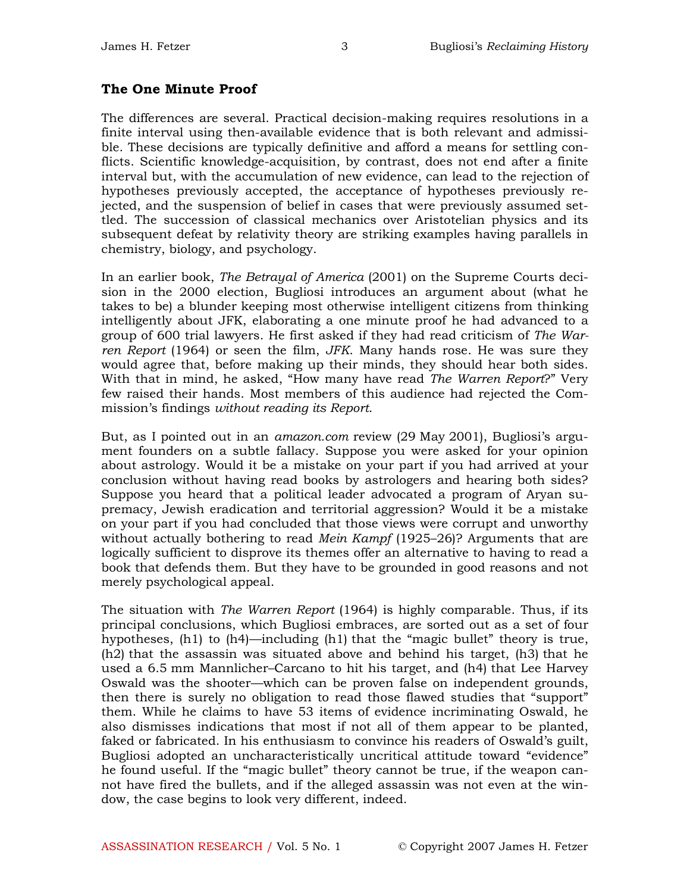## The One Minute Proof

The differences are several. Practical decision-making requires resolutions in a finite interval using then-available evidence that is both relevant and admissible. These decisions are typically definitive and afford a means for settling conflicts. Scientific knowledge-acquisition, by contrast, does not end after a finite interval but, with the accumulation of new evidence, can lead to the rejection of hypotheses previously accepted, the acceptance of hypotheses previously rejected, and the suspension of belief in cases that were previously assumed settled. The succession of classical mechanics over Aristotelian physics and its subsequent defeat by relativity theory are striking examples having parallels in chemistry, biology, and psychology.

In an earlier book, *The Betrayal of America* (2001) on the Supreme Courts decision in the 2000 election, Bugliosi introduces an argument about (what he takes to be) a blunder keeping most otherwise intelligent citizens from thinking intelligently about JFK, elaborating a one minute proof he had advanced to a group of 600 trial lawyers. He first asked if they had read criticism of *The Warren Report* (1964) or seen the film, *JFK*. Many hands rose. He was sure they would agree that, before making up their minds, they should hear both sides. With that in mind, he asked, "How many have read *The Warren Report*?" Very few raised their hands. Most members of this audience had rejected the Commission's findings *without reading its Report*.

But, as I pointed out in an *amazon.com* review (29 May 2001), Bugliosi's argument founders on a subtle fallacy. Suppose you were asked for your opinion about astrology. Would it be a mistake on your part if you had arrived at your conclusion without having read books by astrologers and hearing both sides? Suppose you heard that a political leader advocated a program of Aryan supremacy, Jewish eradication and territorial aggression? Would it be a mistake on your part if you had concluded that those views were corrupt and unworthy without actually bothering to read *Mein Kampf* (1925–26)? Arguments that are logically sufficient to disprove its themes offer an alternative to having to read a book that defends them. But they have to be grounded in good reasons and not merely psychological appeal.

The situation with *The Warren Report* (1964) is highly comparable. Thus, if its principal conclusions, which Bugliosi embraces, are sorted out as a set of four hypotheses, (h1) to (h4)—including (h1) that the "magic bullet" theory is true, (h2) that the assassin was situated above and behind his target, (h3) that he used a 6.5 mm Mannlicher–Carcano to hit his target, and (h4) that Lee Harvey Oswald was the shooter—which can be proven false on independent grounds, then there is surely no obligation to read those flawed studies that "support" them. While he claims to have 53 items of evidence incriminating Oswald, he also dismisses indications that most if not all of them appear to be planted, faked or fabricated. In his enthusiasm to convince his readers of Oswald's guilt, Bugliosi adopted an uncharacteristically uncritical attitude toward "evidence" he found useful. If the "magic bullet" theory cannot be true, if the weapon cannot have fired the bullets, and if the alleged assassin was not even at the window, the case begins to look very different, indeed.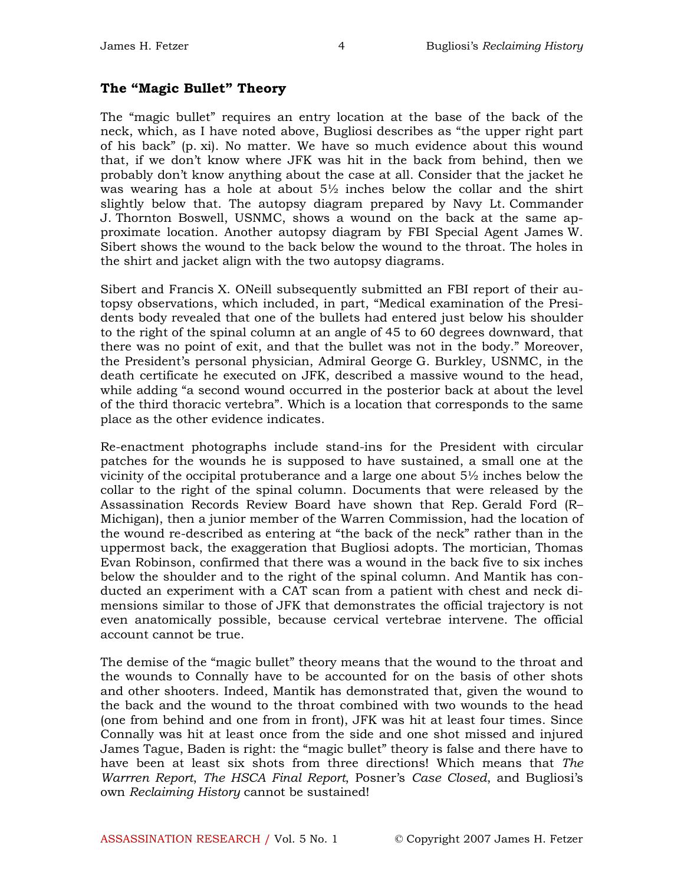## The "Magic Bullet" Theory

The "magic bullet" requires an entry location at the base of the back of the neck, which, as I have noted above, Bugliosi describes as "the upper right part of his back" (p. xi). No matter. We have so much evidence about this wound that, if we don't know where JFK was hit in the back from behind, then we probably don't know anything about the case at all. Consider that the jacket he was wearing has a hole at about 5½ inches below the collar and the shirt slightly below that. The autopsy diagram prepared by Navy Lt. Commander J. Thornton Boswell, USNMC, shows a wound on the back at the same approximate location. Another autopsy diagram by FBI Special Agent James W. Sibert shows the wound to the back below the wound to the throat. The holes in the shirt and jacket align with the two autopsy diagrams.

Sibert and Francis X. ONeill subsequently submitted an FBI report of their autopsy observations, which included, in part, "Medical examination of the Presidents body revealed that one of the bullets had entered just below his shoulder to the right of the spinal column at an angle of 45 to 60 degrees downward, that there was no point of exit, and that the bullet was not in the body." Moreover, the President's personal physician, Admiral George G. Burkley, USNMC, in the death certificate he executed on JFK, described a massive wound to the head, while adding "a second wound occurred in the posterior back at about the level of the third thoracic vertebra". Which is a location that corresponds to the same place as the other evidence indicates.

Re-enactment photographs include stand-ins for the President with circular patches for the wounds he is supposed to have sustained, a small one at the vicinity of the occipital protuberance and a large one about 5½ inches below the collar to the right of the spinal column. Documents that were released by the Assassination Records Review Board have shown that Rep. Gerald Ford (R–Michigan), then a junior member of the Warren Commission, had the location of the wound re-described as entering at "the back of the neck" rather than in the uppermost back, the exaggeration that Bugliosi adopts. The mortician, Thomas Evan Robinson, confirmed that there was a wound in the back five to six inches below the shoulder and to the right of the spinal column. And Mantik has conducted an experiment with a CAT scan from a patient with chest and neck dimensions similar to those of JFK that demonstrates the official trajectory is not even anatomically possible, because cervical vertebrae intervene. The official account cannot be true.

The demise of the "magic bullet" theory means that the wound to the throat and the wounds to Connally have to be accounted for on the basis of other shots and other shooters. Indeed, Mantik has demonstrated that, given the wound to the back and the wound to the throat combined with two wounds to the head (one from behind and one from in front), JFK was hit at least four times. Since Connally was hit at least once from the side and one shot missed and injured James Tague, Baden is right: the "magic bullet" theory is false and there have to have been at least six shots from three directions! Which means that *The Warrren Report*, *The HSCA Final Report*, Posner's *Case Closed*, and Bugliosi's own *Reclaiming History* cannot be sustained!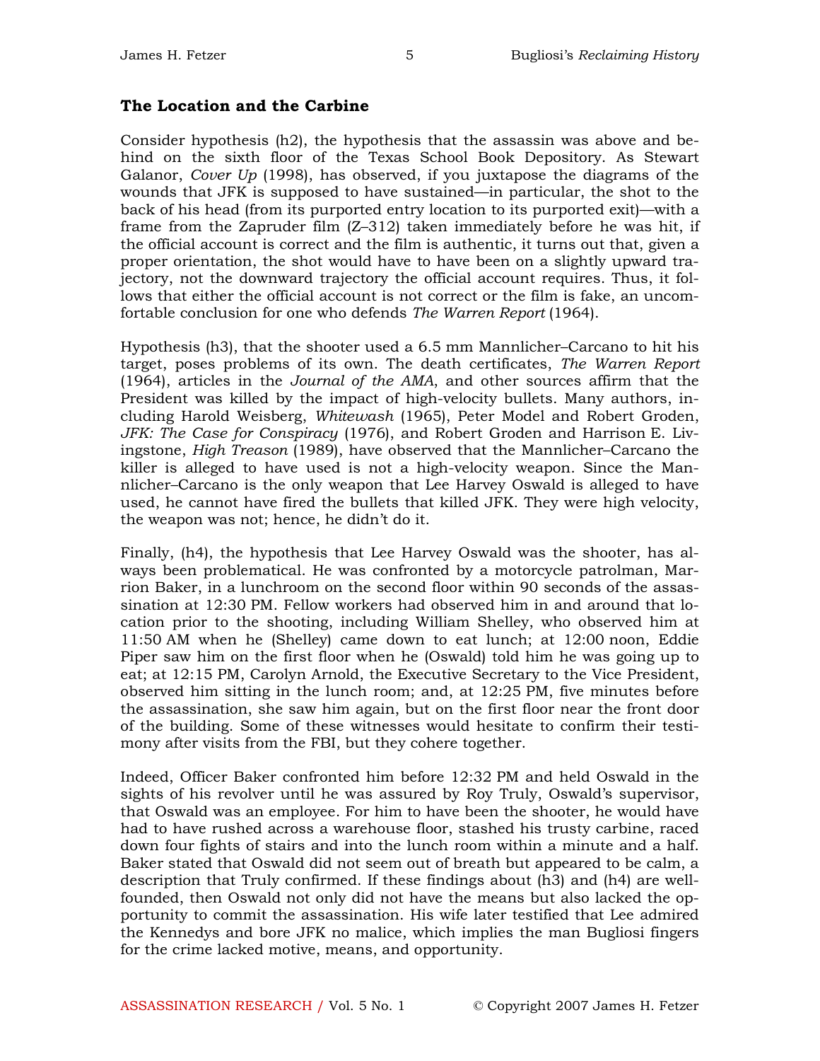### The Location and the Carbine

Consider hypothesis (h2), the hypothesis that the assassin was above and behind on the sixth floor of the Texas School Book Depository. As Stewart Galanor, *Cover Up* (1998), has observed, if you juxtapose the diagrams of the wounds that JFK is supposed to have sustained—in particular, the shot to the back of his head (from its purported entry location to its purported exit)—with a frame from the Zapruder film (Z–312) taken immediately before he was hit, if the official account is correct and the film is authentic, it turns out that, given a proper orientation, the shot would have to have been on a slightly upward trajectory, not the downward trajectory the official account requires. Thus, it follows that either the official account is not correct or the film is fake, an uncomfortable conclusion for one who defends *The Warren Report* (1964).

Hypothesis (h3), that the shooter used a 6.5 mm Mannlicher–Carcano to hit his target, poses problems of its own. The death certificates, *The Warren Report* (1964), articles in the *Journal of the AMA*, and other sources affirm that the President was killed by the impact of high-velocity bullets. Many authors, including Harold Weisberg, *Whitewash* (1965), Peter Model and Robert Groden, *JFK: The Case for Conspiracy* (1976), and Robert Groden and Harrison E. Livingstone, *High Treason* (1989), have observed that the Mannlicher–Carcano the killer is alleged to have used is not a high-velocity weapon. Since the Mannlicher–Carcano is the only weapon that Lee Harvey Oswald is alleged to have used, he cannot have fired the bullets that killed JFK. They were high velocity, the weapon was not; hence, he didn't do it.

Finally, (h4), the hypothesis that Lee Harvey Oswald was the shooter, has always been problematical. He was confronted by a motorcycle patrolman, Marrion Baker, in a lunchroom on the second floor within 90 seconds of the assassination at 12:30 PM. Fellow workers had observed him in and around that location prior to the shooting, including William Shelley, who observed him at 11:50 AM when he (Shelley) came down to eat lunch; at 12:00 noon, Eddie Piper saw him on the first floor when he (Oswald) told him he was going up to eat; at 12:15 PM, Carolyn Arnold, the Executive Secretary to the Vice President, observed him sitting in the lunch room; and, at 12:25 PM, five minutes before the assassination, she saw him again, but on the first floor near the front door of the building. Some of these witnesses would hesitate to confirm their testimony after visits from the FBI, but they cohere together.

Indeed, Officer Baker confronted him before 12:32 PM and held Oswald in the sights of his revolver until he was assured by Roy Truly, Oswald's supervisor, that Oswald was an employee. For him to have been the shooter, he would have had to have rushed across a warehouse floor, stashed his trusty carbine, raced down four fights of stairs and into the lunch room within a minute and a half. Baker stated that Oswald did not seem out of breath but appeared to be calm, a description that Truly confirmed. If these findings about (h3) and (h4) are well-founded, then Oswald not only did not have the means but also lacked the opportunity to commit the assassination. His wife later testified that Lee admired the Kennedys and bore JFK no malice, which implies the man Bugliosi fingers for the crime lacked motive, means, and opportunity.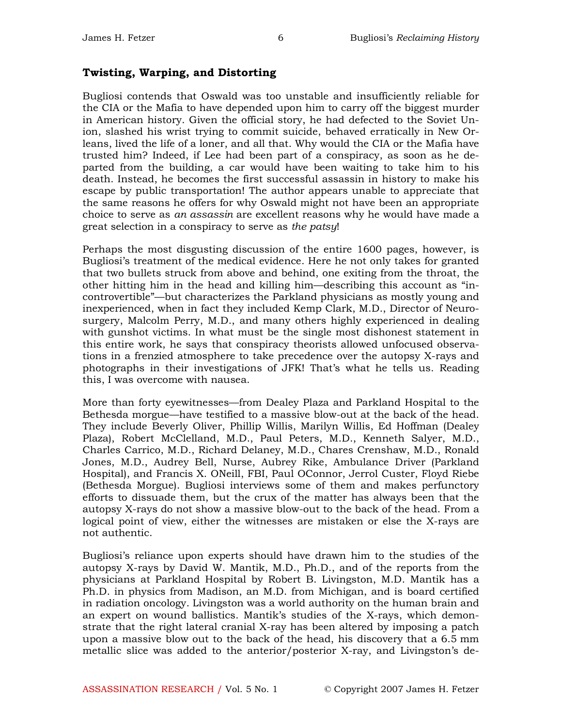## Twisting, Warping, and Distorting

Bugliosi contends that Oswald was too unstable and insufficiently reliable for the CIA or the Mafia to have depended upon him to carry off the biggest murder in American history. Given the official story, he had defected to the Soviet Union, slashed his wrist trying to commit suicide, behaved erratically in New Orleans, lived the life of a loner, and all that. Why would the CIA or the Mafia have trusted him? Indeed, if Lee had been part of a conspiracy, as soon as he departed from the building, a car would have been waiting to take him to his death. Instead, he becomes the first successful assassin in history to make his escape by public transportation! The author appears unable to appreciate that the same reasons he offers for why Oswald might not have been an appropriate choice to serve as *an assassin* are excellent reasons why he would have made a great selection in a conspiracy to serve as *the patsy*!

Perhaps the most disgusting discussion of the entire 1600 pages, however, is Bugliosi's treatment of the medical evidence. Here he not only takes for granted that two bullets struck from above and behind, one exiting from the throat, the other hitting him in the head and killing him—describing this account as "incontrovertible"—but characterizes the Parkland physicians as mostly young and inexperienced, when in fact they included Kemp Clark, M.D., Director of Neurosurgery, Malcolm Perry, M.D., and many others highly experienced in dealing with gunshot victims. In what must be the single most dishonest statement in this entire work, he says that conspiracy theorists allowed unfocused observations in a frenzied atmosphere to take precedence over the autopsy X-rays and photographs in their investigations of JFK! That's what he tells us. Reading this, I was overcome with nausea.

More than forty eyewitnesses—from Dealey Plaza and Parkland Hospital to the Bethesda morgue—have testified to a massive blow-out at the back of the head. They include Beverly Oliver, Phillip Willis, Marilyn Willis, Ed Hoffman (Dealey Plaza), Robert McClelland, M.D., Paul Peters, M.D., Kenneth Salyer, M.D., Charles Carrico, M.D., Richard Delaney, M.D., Chares Crenshaw, M.D., Ronald Jones, M.D., Audrey Bell, Nurse, Aubrey Rike, Ambulance Driver (Parkland Hospital), and Francis X. ONeill, FBI, Paul OConnor, Jerrol Custer, Floyd Riebe (Bethesda Morgue). Bugliosi interviews some of them and makes perfunctory efforts to dissuade them, but the crux of the matter has always been that the autopsy X-rays do not show a massive blow-out to the back of the head. From a logical point of view, either the witnesses are mistaken or else the X-rays are not authentic.

Bugliosi's reliance upon experts should have drawn him to the studies of the autopsy X-rays by David W. Mantik, M.D., Ph.D., and of the reports from the physicians at Parkland Hospital by Robert B. Livingston, M.D. Mantik has a Ph.D. in physics from Madison, an M.D. from Michigan, and is board certified in radiation oncology. Livingston was a world authority on the human brain and an expert on wound ballistics. Mantik's studies of the X-rays, which demonstrate that the right lateral cranial X-ray has been altered by imposing a patch upon a massive blow out to the back of the head, his discovery that a 6.5 mm metallic slice was added to the anterior/posterior X-ray, and Livingston's de-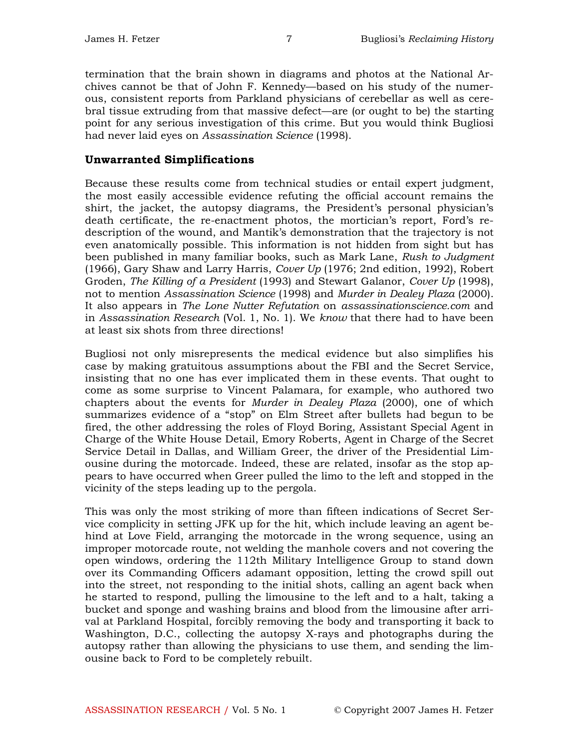termination that the brain shown in diagrams and photos at the National Archives cannot be that of John F. Kennedy—based on his study of the numerous, consistent reports from Parkland physicians of cerebellar as well as cerebral tissue extruding from that massive defect—are (or ought to be) the starting point for any serious investigation of this crime. But you would think Bugliosi had never laid eyes on *Assassination Science* (1998).

## Unwarranted Simplifications

Because these results come from technical studies or entail expert judgment, the most easily accessible evidence refuting the official account remains the shirt, the jacket, the autopsy diagrams, the President's personal physician's death certificate, the re-enactment photos, the mortician's report, Ford's redescription of the wound, and Mantik's demonstration that the trajectory is not even anatomically possible. This information is not hidden from sight but has been published in many familiar books, such as Mark Lane, *Rush to Judgment* (1966), Gary Shaw and Larry Harris, *Cover Up* (1976; 2nd edition, 1992), Robert Groden, *The Killing of a President* (1993) and Stewart Galanor, *Cover Up* (1998), not to mention *Assassination Science* (1998) and *Murder in Dealey Plaza* (2000). It also appears in *The Lone Nutter Refutation* on *assassinationscience.com* and in *Assassination Research* (Vol. 1, No. 1). We *know* that there had to have been at least six shots from three directions!

Bugliosi not only misrepresents the medical evidence but also simplifies his case by making gratuitous assumptions about the FBI and the Secret Service, insisting that no one has ever implicated them in these events. That ought to come as some surprise to Vincent Palamara, for example, who authored two chapters about the events for *Murder in Dealey Plaza* (2000), one of which summarizes evidence of a "stop" on Elm Street after bullets had begun to be fired, the other addressing the roles of Floyd Boring, Assistant Special Agent in Charge of the White House Detail, Emory Roberts, Agent in Charge of the Secret Service Detail in Dallas, and William Greer, the driver of the Presidential Limousine during the motorcade. Indeed, these are related, insofar as the stop appears to have occurred when Greer pulled the limo to the left and stopped in the vicinity of the steps leading up to the pergola.

This was only the most striking of more than fifteen indications of Secret Service complicity in setting JFK up for the hit, which include leaving an agent behind at Love Field, arranging the motorcade in the wrong sequence, using an improper motorcade route, not welding the manhole covers and not covering the open windows, ordering the 112th Military Intelligence Group to stand down over its Commanding Officers adamant opposition, letting the crowd spill out into the street, not responding to the initial shots, calling an agent back when he started to respond, pulling the limousine to the left and to a halt, taking a bucket and sponge and washing brains and blood from the limousine after arrival at Parkland Hospital, forcibly removing the body and transporting it back to Washington, D.C., collecting the autopsy X-rays and photographs during the autopsy rather than allowing the physicians to use them, and sending the limousine back to Ford to be completely rebuilt.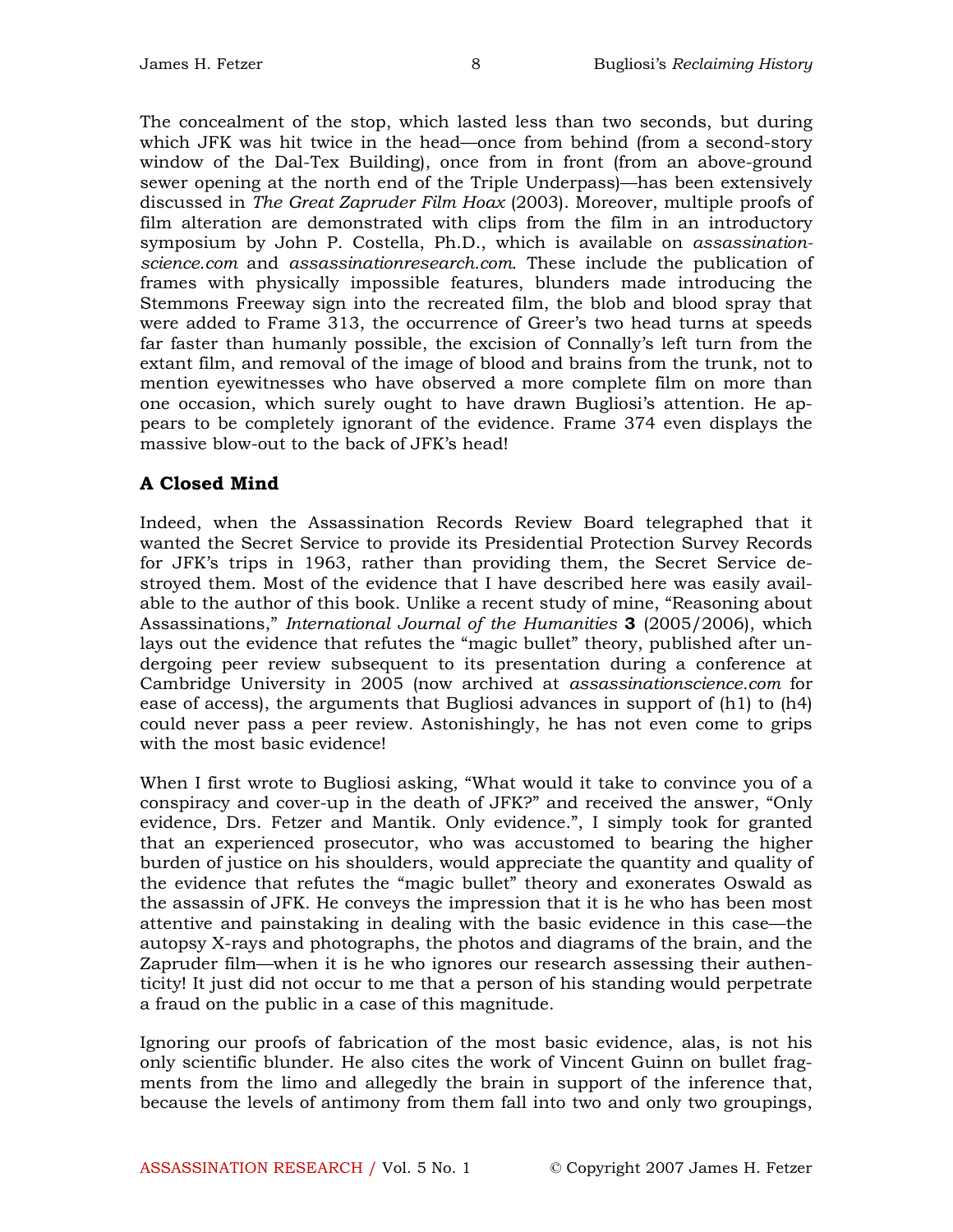The concealment of the stop, which lasted less than two seconds, but during which JFK was hit twice in the head—once from behind (from a second-story window of the Dal-Tex Building), once from in front (from an above-ground sewer opening at the north end of the Triple Underpass)—has been extensively discussed in *The Great Zapruder Film Hoax* (2003). Moreover, multiple proofs of film alteration are demonstrated with clips from the film in an introductory symposium by John P. Costella, Ph.D., which is available on *assassination-science.com* and *assassinationresearch.com*. These include the publication of frames with physically impossible features, blunders made introducing the Stemmons Freeway sign into the recreated film, the blob and blood spray that were added to Frame 313, the occurrence of Greer's two head turns at speeds far faster than humanly possible, the excision of Connally's left turn from the extant film, and removal of the image of blood and brains from the trunk, not to mention eyewitnesses who have observed a more complete film on more than one occasion, which surely ought to have drawn Bugliosi's attention. He appears to be completely ignorant of the evidence. Frame 374 even displays the massive blow-out to the back of JFK's head!

## A Closed Mind

Indeed, when the Assassination Records Review Board telegraphed that it wanted the Secret Service to provide its Presidential Protection Survey Records for JFK's trips in 1963, rather than providing them, the Secret Service destroyed them. Most of the evidence that I have described here was easily available to the author of this book. Unlike a recent study of mine, "Reasoning about Assassinations," *International Journal of the Humanities* **3** (2005/2006), which lays out the evidence that refutes the "magic bullet" theory, published after undergoing peer review subsequent to its presentation during a conference at Cambridge University in 2005 (now archived at *assassinationscience.com* for ease of access), the arguments that Bugliosi advances in support of (h1) to (h4) could never pass a peer review. Astonishingly, he has not even come to grips with the most basic evidence!

When I first wrote to Bugliosi asking, "What would it take to convince you of a conspiracy and cover-up in the death of JFK?" and received the answer, "Only evidence, Drs. Fetzer and Mantik. Only evidence.", I simply took for granted that an experienced prosecutor, who was accustomed to bearing the higher burden of justice on his shoulders, would appreciate the quantity and quality of the evidence that refutes the "magic bullet" theory and exonerates Oswald as the assassin of JFK. He conveys the impression that it is he who has been most attentive and painstaking in dealing with the basic evidence in this case—the autopsy X-rays and photographs, the photos and diagrams of the brain, and the Zapruder film—when it is he who ignores our research assessing their authenticity! It just did not occur to me that a person of his standing would perpetrate a fraud on the public in a case of this magnitude.

Ignoring our proofs of fabrication of the most basic evidence, alas, is not his only scientific blunder. He also cites the work of Vincent Guinn on bullet fragments from the limo and allegedly the brain in support of the inference that, because the levels of antimony from them fall into two and only two groupings,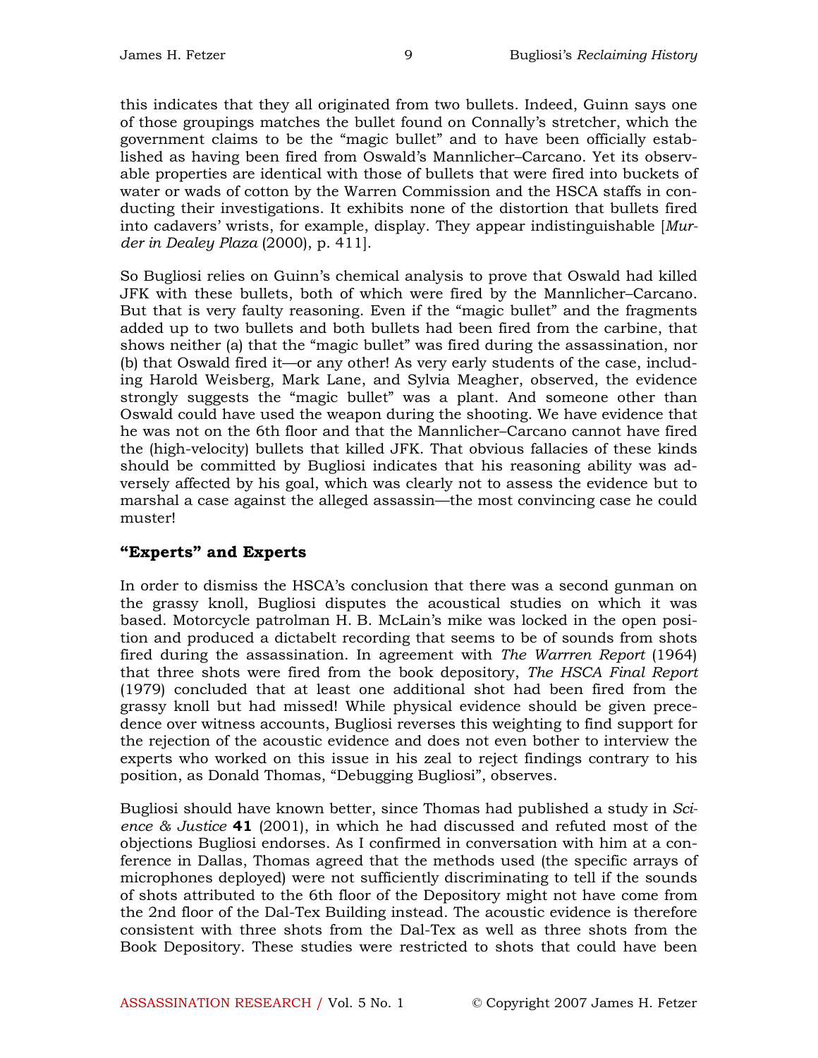this indicates that they all originated from two bullets. Indeed, Guinn says one of those groupings matches the bullet found on Connally's stretcher, which the government claims to be the "magic bullet" and to have been officially established as having been fired from Oswald's Mannlicher–Carcano. Yet its observable properties are identical with those of bullets that were fired into buckets of water or wads of cotton by the Warren Commission and the HSCA staffs in conducting their investigations. It exhibits none of the distortion that bullets fired into cadavers' wrists, for example, display. They appear indistinguishable [*Murder in Dealey Plaza* (2000), p. 411].

So Bugliosi relies on Guinn's chemical analysis to prove that Oswald had killed JFK with these bullets, both of which were fired by the Mannlicher–Carcano. But that is very faulty reasoning. Even if the "magic bullet" and the fragments added up to two bullets and both bullets had been fired from the carbine, that shows neither (a) that the "magic bullet" was fired during the assassination, nor (b) that Oswald fired it—or any other! As very early students of the case, including Harold Weisberg, Mark Lane, and Sylvia Meagher, observed, the evidence strongly suggests the "magic bullet" was a plant. And someone other than Oswald could have used the weapon during the shooting. We have evidence that he was not on the 6th floor and that the Mannlicher–Carcano cannot have fired the (high-velocity) bullets that killed JFK. That obvious fallacies of these kinds should be committed by Bugliosi indicates that his reasoning ability was adversely affected by his goal, which was clearly not to assess the evidence but to marshal a case against the alleged assassin—the most convincing case he could muster!

## "Experts" and Experts

In order to dismiss the HSCA's conclusion that there was a second gunman on the grassy knoll, Bugliosi disputes the acoustical studies on which it was based. Motorcycle patrolman H. B. McLain's mike was locked in the open position and produced a dictabelt recording that seems to be of sounds from shots fired during the assassination. In agreement with *The Warrren Report* (1964) that three shots were fired from the book depository, *The HSCA Final Report* (1979) concluded that at least one additional shot had been fired from the grassy knoll but had missed! While physical evidence should be given precedence over witness accounts, Bugliosi reverses this weighting to find support for the rejection of the acoustic evidence and does not even bother to interview the experts who worked on this issue in his zeal to reject findings contrary to his position, as Donald Thomas, "Debugging Bugliosi", observes.

Bugliosi should have known better, since Thomas had published a study in *Science & Justice* **41** (2001), in which he had discussed and refuted most of the objections Bugliosi endorses. As I confirmed in conversation with him at a conference in Dallas, Thomas agreed that the methods used (the specific arrays of microphones deployed) were not sufficiently discriminating to tell if the sounds of shots attributed to the 6th floor of the Depository might not have come from the 2nd floor of the Dal-Tex Building instead. The acoustic evidence is therefore consistent with three shots from the Dal-Tex as well as three shots from the Book Depository. These studies were restricted to shots that could have been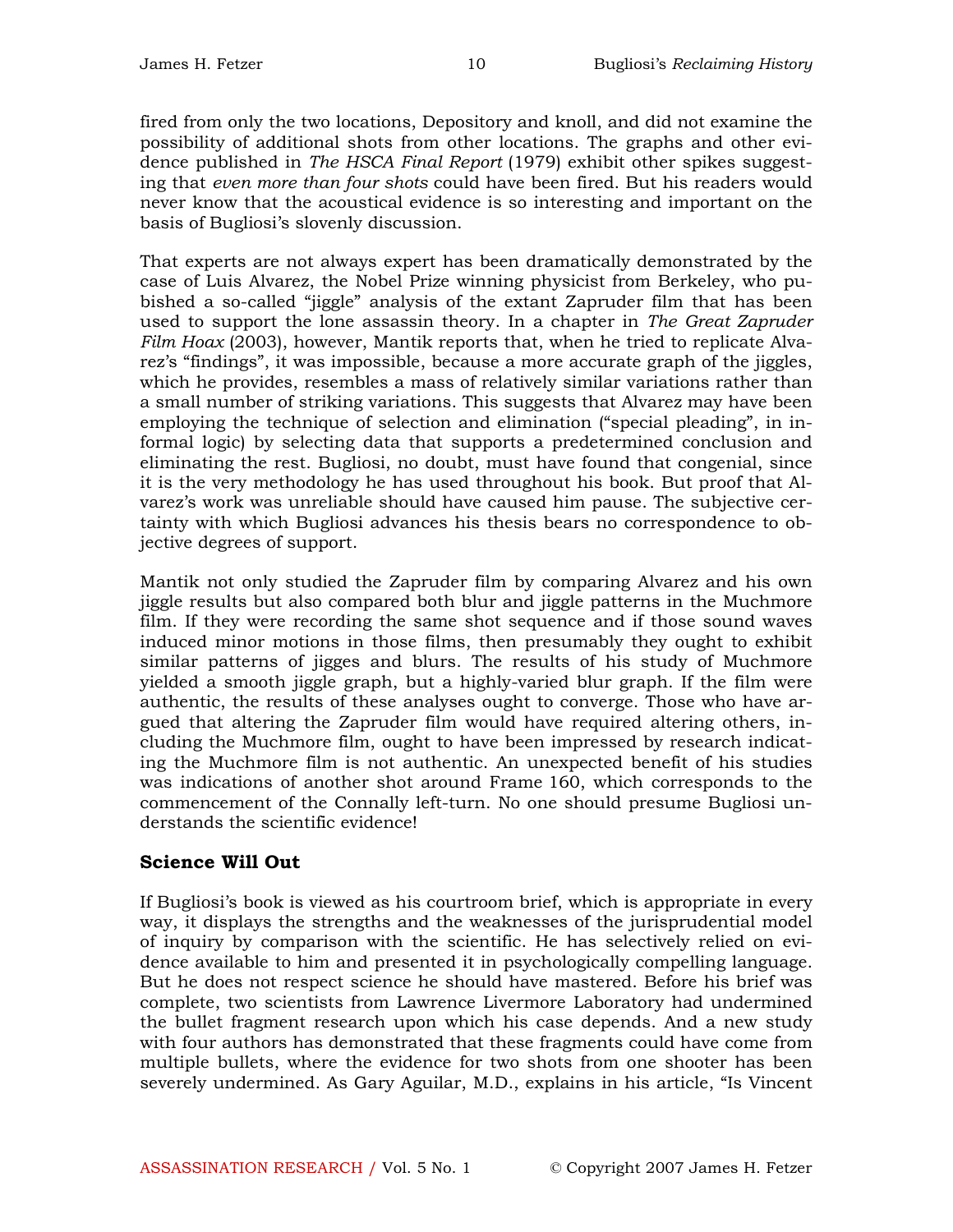fired from only the two locations, Depository and knoll, and did not examine the possibility of additional shots from other locations. The graphs and other evidence published in *The HSCA Final Report* (1979) exhibit other spikes suggesting that *even more than four shots* could have been fired. But his readers would never know that the acoustical evidence is so interesting and important on the basis of Bugliosi's slovenly discussion.

That experts are not always expert has been dramatically demonstrated by the case of Luis Alvarez, the Nobel Prize winning physicist from Berkeley, who pubished a so-called "jiggle" analysis of the extant Zapruder film that has been used to support the lone assassin theory. In a chapter in *The Great Zapruder Film Hoax* (2003), however, Mantik reports that, when he tried to replicate Alvarez's "findings", it was impossible, because a more accurate graph of the jiggles, which he provides, resembles a mass of relatively similar variations rather than a small number of striking variations. This suggests that Alvarez may have been employing the technique of selection and elimination ("special pleading", in informal logic) by selecting data that supports a predetermined conclusion and eliminating the rest. Bugliosi, no doubt, must have found that congenial, since it is the very methodology he has used throughout his book. But proof that Alvarez's work was unreliable should have caused him pause. The subjective certainty with which Bugliosi advances his thesis bears no correspondence to objective degrees of support.

Mantik not only studied the Zapruder film by comparing Alvarez and his own jiggle results but also compared both blur and jiggle patterns in the Muchmore film. If they were recording the same shot sequence and if those sound waves induced minor motions in those films, then presumably they ought to exhibit similar patterns of jigges and blurs. The results of his study of Muchmore yielded a smooth jiggle graph, but a highly-varied blur graph. If the film were authentic, the results of these analyses ought to converge. Those who have argued that altering the Zapruder film would have required altering others, including the Muchmore film, ought to have been impressed by research indicating the Muchmore film is not authentic. An unexpected benefit of his studies was indications of another shot around Frame 160, which corresponds to the commencement of the Connally left-turn. No one should presume Bugliosi understands the scientific evidence!

### Science Will Out

If Bugliosi's book is viewed as his courtroom brief, which is appropriate in every way, it displays the strengths and the weaknesses of the jurisprudential model of inquiry by comparison with the scientific. He has selectively relied on evidence available to him and presented it in psychologically compelling language. But he does not respect science he should have mastered. Before his brief was complete, two scientists from Lawrence Livermore Laboratory had undermined the bullet fragment research upon which his case depends. And a new study with four authors has demonstrated that these fragments could have come from multiple bullets, where the evidence for two shots from one shooter has been severely undermined. As Gary Aguilar, M.D., explains in his article, "Is Vincent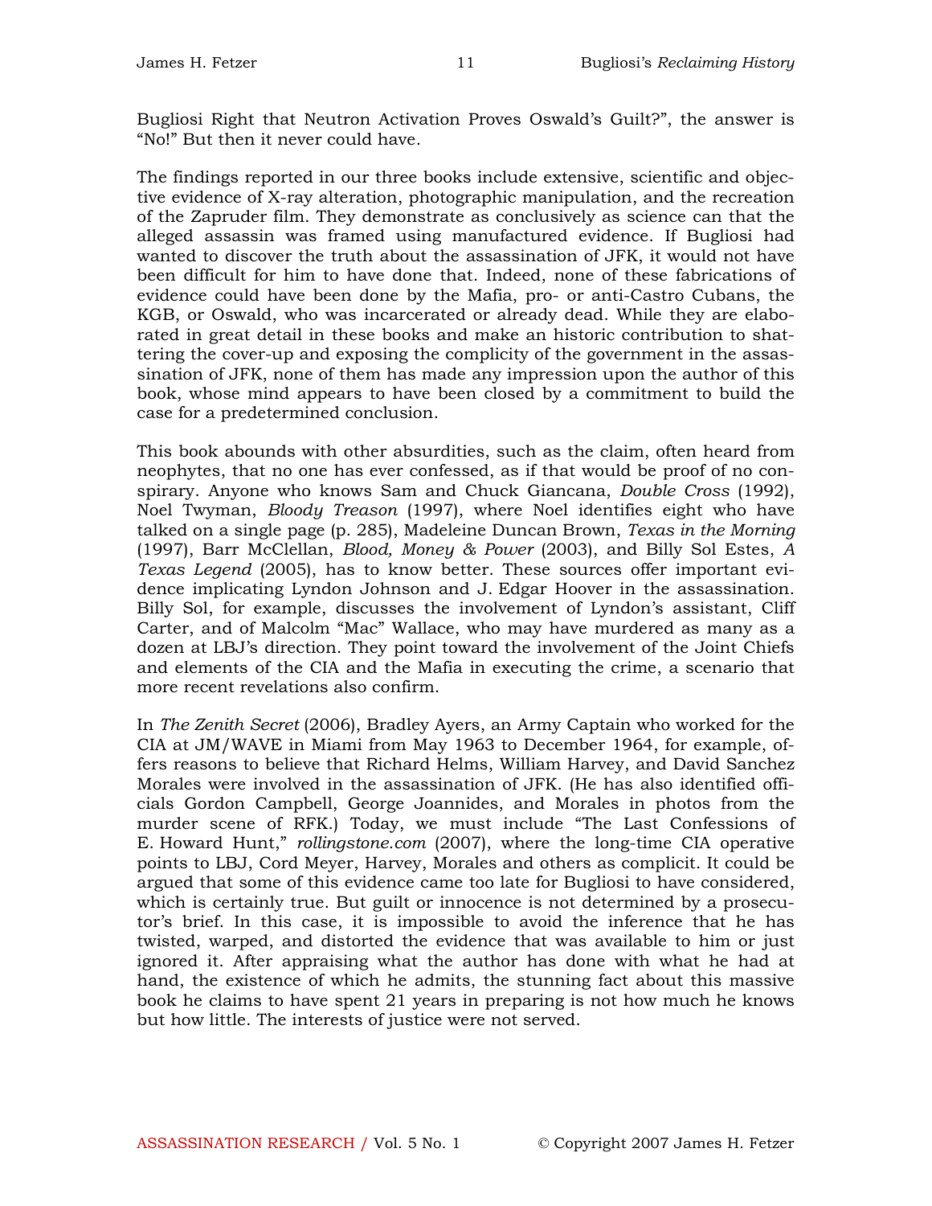Bugliosi Right that Neutron Activation Proves Oswald's Guilt?", the answer is "No!" But then it never could have.

The findings reported in our three books include extensive, scientific and objective evidence of X-ray alteration, photographic manipulation, and the recreation of the Zapruder film. They demonstrate as conclusively as science can that the alleged assassin was framed using manufactured evidence. If Bugliosi had wanted to discover the truth about the assassination of JFK, it would not have been difficult for him to have done that. Indeed, none of these fabrications of evidence could have been done by the Mafia, pro- or anti-Castro Cubans, the KGB, or Oswald, who was incarcerated or already dead. While they are elaborated in great detail in these books and make an historic contribution to shattering the cover-up and exposing the complicity of the government in the assassination of JFK, none of them has made any impression upon the author of this book, whose mind appears to have been closed by a commitment to build the case for a predetermined conclusion.

This book abounds with other absurdities, such as the claim, often heard from neophytes, that no one has ever confessed, as if that would be proof of no conspiracy. Anyone who knows Sam and Chuck Giancana, *Double Cross* (1992), Noel Twyman, *Bloody Treason* (1997), where Noel identifies eight who have talked on a single page (p. 285), Madeleine Duncan Brown, *Texas in the Morning* (1997), Barr McClellan, *Blood, Money & Power* (2003), and Billy Sol Estes, *A Texas Legend* (2005), has to know better. These sources offer important evidence implicating Lyndon Johnson and J. Edgar Hoover in the assassination. Billy Sol, for example, discusses the involvement of Lyndon's assistant, Cliff Carter, and of Malcolm "Mac" Wallace, who may have murdered as many as a dozen at LBJ's direction. They point toward the involvement of the Joint Chiefs and elements of the CIA and the Mafia in executing the crime, a scenario that more recent revelations also confirm.

In *The Zenith Secret* (2006), Bradley Ayers, an Army Captain who worked for the CIA at JM/WAVE in Miami from May 1963 to December 1964, for example, offers reasons to believe that Richard Helms, William Harvey, and David Sanchez Morales were involved in the assassination of JFK. (He has also identified officials Gordon Campbell, George Joannides, and Morales in photos from the murder scene of RFK.) Today, we must include "The Last Confessions of E. Howard Hunt," *rollingstone.com* (2007), where the long-time CIA operative points to LBJ, Cord Meyer, Harvey, Morales and others as complicit. It could be argued that some of this evidence came too late for Bugliosi to have considered, which is certainly true. But guilt or innocence is not determined by a prosecutor's brief. In this case, it is impossible to avoid the inference that he has twisted, warped, and distorted the evidence that was available to him or just ignored it. After appraising what the author has done with what he had at hand, the existence of which he admits, the stunning fact about this massive book he claims to have spent 21 years in preparing is not how much he knows but how little. The interests of justice were not served.